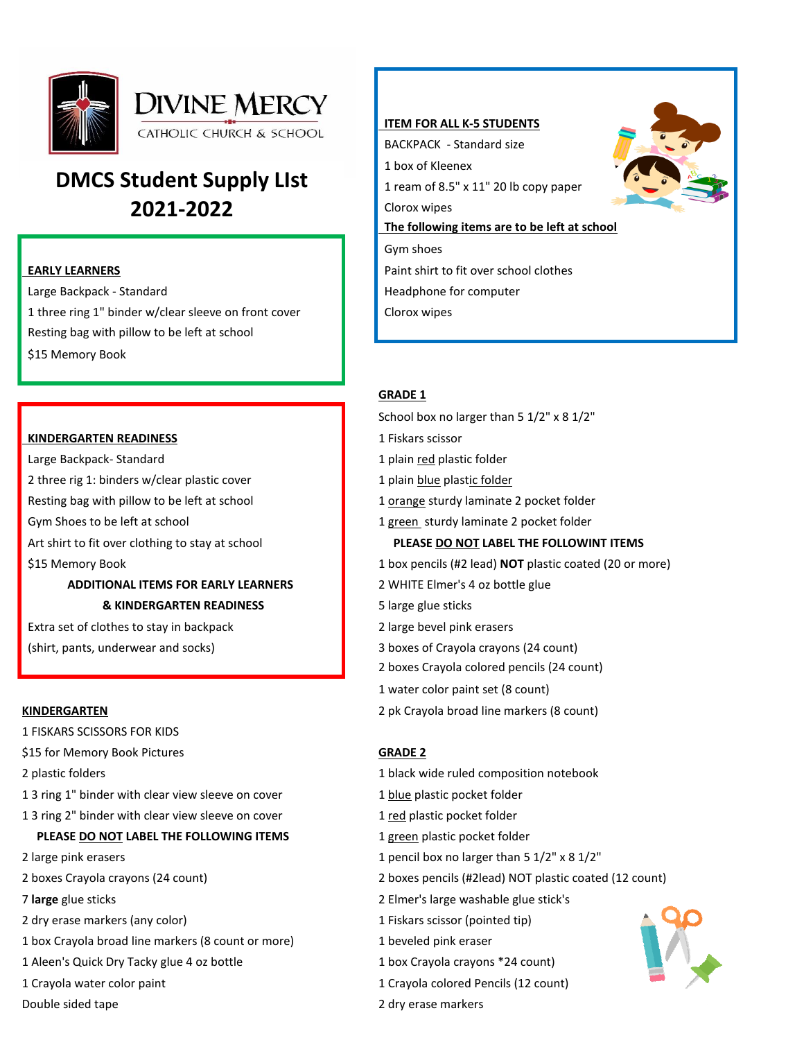DIVINE MERCY

CATHOLIC CHURCH & SCHOOL

# DMCS Student Supply LIst 2021-2022

## EARLY LEARNERS

Large Backpack - Standard

1 three ring 1" binder w/clear sleeve on front cover

Resting bag with pillow to be left at school

$15 Memory Book

## KINDERGARTEN READINESS

Large Backpack- Standard

2 three rig 1: binders w/clear plastic cover

Resting bag with pillow to be left at school

Gym Shoes to be left at school

Art shirt to fit over clothing to stay at school

$15 Memory Book

**ADDITIONAL ITEMS FOR EARLY LEARNERS & KINDERGARTEN READINESS**

Extra set of clothes to stay in backpack (shirt, pants, underwear and socks)

## KINDERGARTEN

1 FISKARS SCISSORS FOR KIDS

$15 for Memory Book Pictures

2 plastic folders

1 3 ring 1" binder with clear view sleeve on cover

1 3 ring 2" binder with clear view sleeve on cover

**PLEASE DO NOT LABEL THE FOLLOWING ITEMS**

2 large pink erasers

2 boxes Crayola crayons (24 count)

7 **large** glue sticks

2 dry erase markers (any color)

1 box Crayola broad line markers (8 count or more)

1 Aleen's Quick Dry Tacky glue 4 oz bottle

1 Crayola water color paint

Double sided tape

## ITEM FOR ALL K-5 STUDENTS

BACKPACK - Standard size

1 box of Kleenex

1 ream of 8.5" x 11" 20 lb copy paper

Clorox wipes

**The following items are to be left at school**

Gym shoes

Paint shirt to fit over school clothes

Headphone for computer

Clorox wipes

## GRADE 1

School box no larger than 5 1/2" x 8 1/2"

1 Fiskars scissor

1 plain red plastic folder

1 plain blue plastic folder

1 orange sturdy laminate 2 pocket folder

1 green sturdy laminate 2 pocket folder

**PLEASE DO NOT LABEL THE FOLLOWINT ITEMS**

1 box pencils (#2 lead) **NOT** plastic coated (20 or more)

2 WHITE Elmer's 4 oz bottle glue

5 large glue sticks

2 large bevel pink erasers

3 boxes of Crayola crayons (24 count)

2 boxes Crayola colored pencils (24 count)

1 water color paint set (8 count)

2 pk Crayola broad line markers (8 count)

## GRADE 2

1 black wide ruled composition notebook

1 blue plastic pocket folder

1 red plastic pocket folder

1 green plastic pocket folder

1 pencil box no larger than 5 1/2" x 8 1/2"

2 boxes pencils (#2lead) NOT plastic coated (12 count)

2 Elmer's large washable glue stick's

1 Fiskars scissor (pointed tip)

1 beveled pink eraser

1 box Crayola crayons *24 count)

1 Crayola colored Pencils (12 count)

2 dry erase markers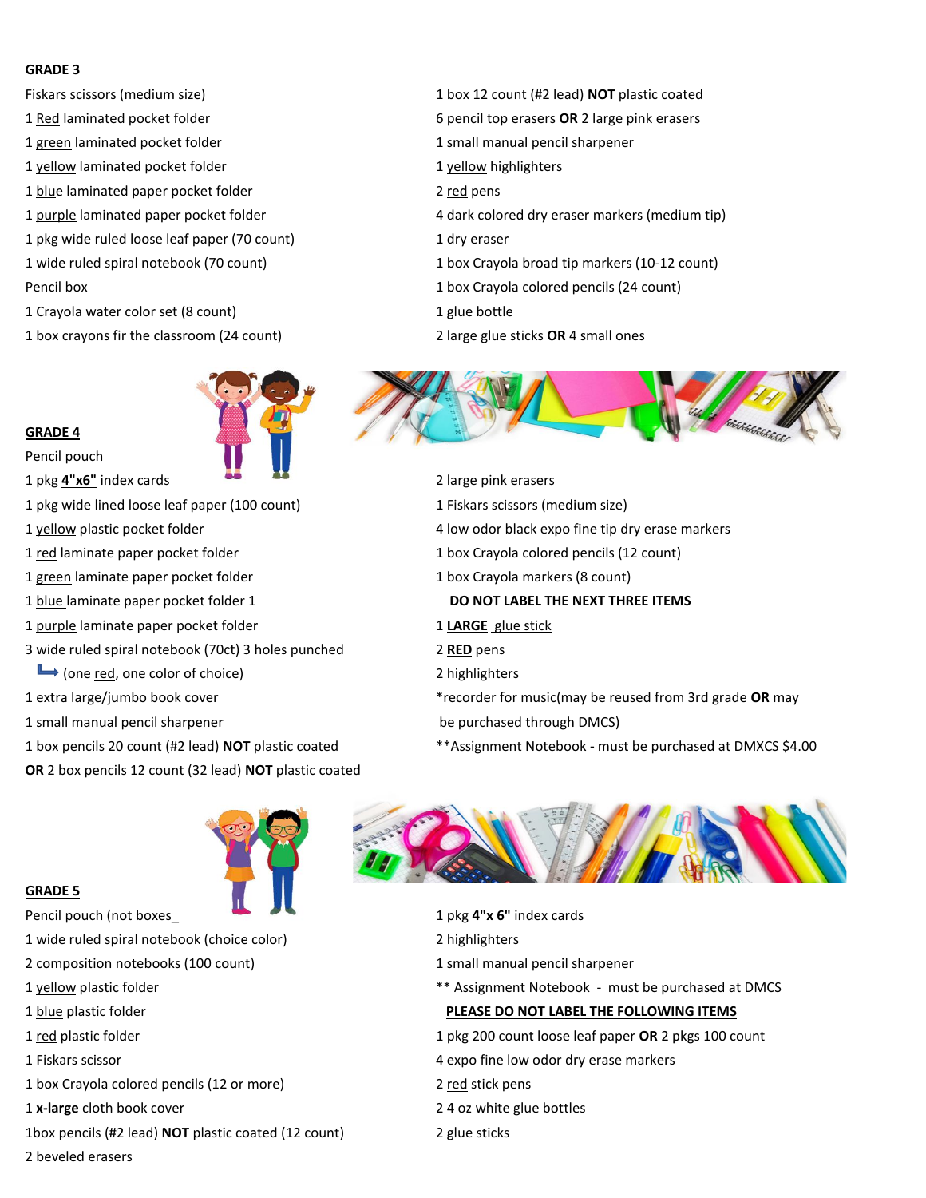## GRADE 3

Fiskars scissors (medium size)
1 Red laminated pocket folder
1 green laminated pocket folder
1 yellow laminated pocket folder
1 blue laminated paper pocket folder
1 purple laminated paper pocket folder
1 pkg wide ruled loose leaf paper (70 count)
1 wide ruled spiral notebook (70 count)
Pencil box
1 Crayola water color set (8 count)
1 box crayons fir the classroom (24 count)
1 box 12 count (#2 lead) **NOT** plastic coated
6 pencil top erasers **OR** 2 large pink erasers
1 small manual pencil sharpener
1 yellow highlighters
2 red pens
4 dark colored dry eraser markers (medium tip)
1 dry eraser
1 box Crayola broad tip markers (10-12 count)
1 box Crayola colored pencils (24 count)
1 glue bottle
2 large glue sticks **OR** 4 small ones

## GRADE 4

Pencil pouch
1 pkg **4"x6"** index cards
1 pkg wide lined loose leaf paper (100 count)
1 yellow plastic pocket folder
1 red laminate paper pocket folder
1 green laminate paper pocket folder
1 blue laminate paper pocket folder 1
1 purple laminate paper pocket folder
3 wide ruled spiral notebook (70ct) 3 holes punched
→ (one red, one color of choice)
1 extra large/jumbo book cover
1 small manual pencil sharpener
1 box pencils 20 count (#2 lead) **NOT** plastic coated
**OR** 2 box pencils 12 count (32 lead) **NOT** plastic coated
2 large pink erasers
1 Fiskars scissors (medium size)
4 low odor black expo fine tip dry erase markers
1 box Crayola colored pencils (12 count)
1 box Crayola markers (8 count)

**DO NOT LABEL THE NEXT THREE ITEMS**

1 **LARGE** glue stick
2 **RED** pens
2 highlighters
*recorder for music(may be reused from 3rd grade **OR** may be purchased through DMCS)
**Assignment Notebook - must be purchased at DMXCS $4.00

## GRADE 5

Pencil pouch (not boxes_
1 wide ruled spiral notebook (choice color)
2 composition notebooks (100 count)
1 yellow plastic folder
1 blue plastic folder
1 red plastic folder
1 Fiskars scissor
1 box Crayola colored pencils (12 or more)
1 **x-large** cloth book cover
1box pencils (#2 lead) **NOT** plastic coated (12 count)
2 beveled erasers
1 pkg **4"x 6"** index cards
2 highlighters
1 small manual pencil sharpener
** Assignment Notebook - must be purchased at DMCS

**PLEASE DO NOT LABEL THE FOLLOWING ITEMS**

1 pkg 200 count loose leaf paper **OR** 2 pkgs 100 count
4 expo fine low odor dry erase markers
2 red stick pens
2 4 oz white glue bottles
2 glue sticks